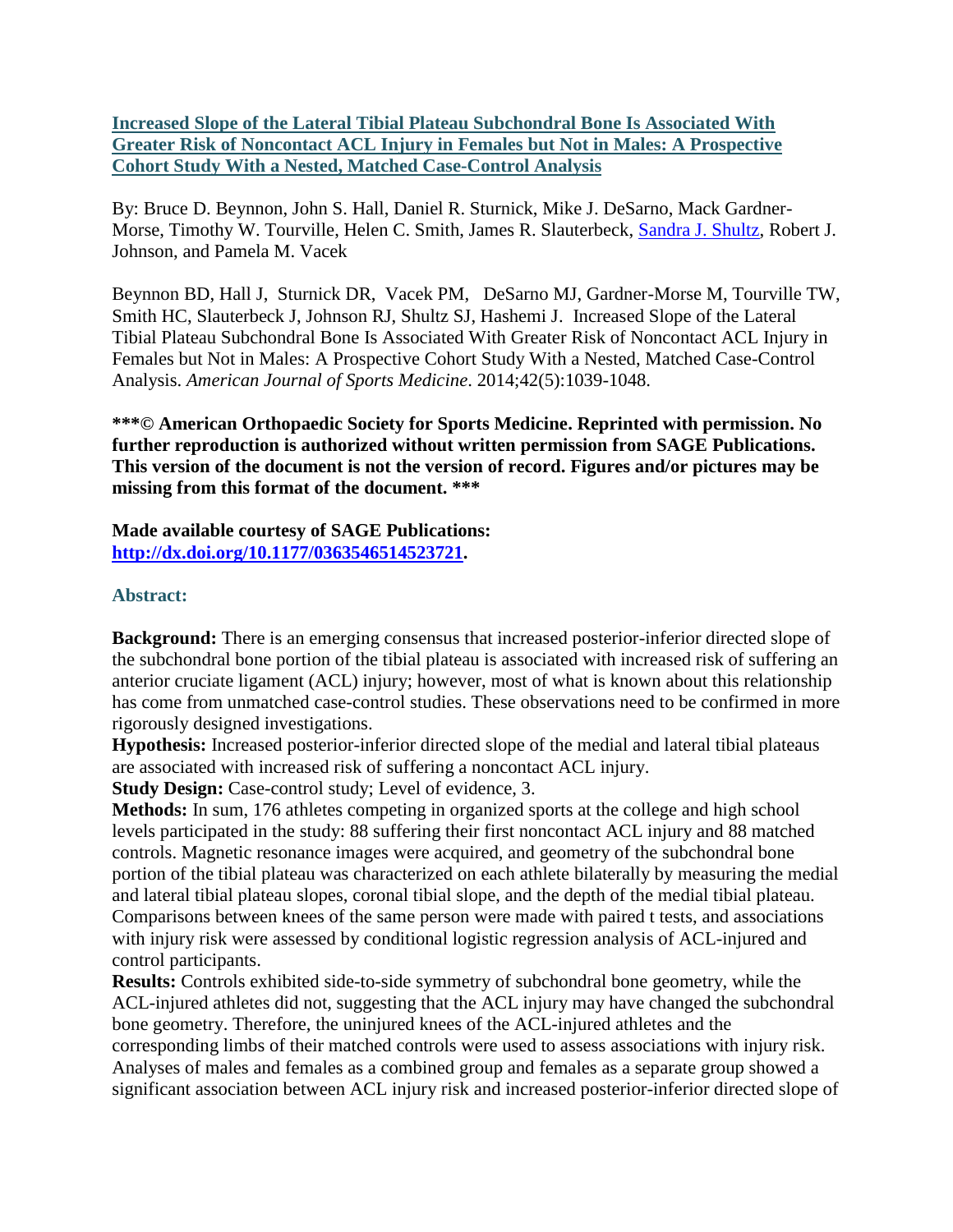# [Increased Slope of the Lateral Tibial Plateau Subchondral Bone Is Associated With Greater Risk of Noncontact ACL Injury in Females but Not in Males: A Prospective Cohort Study With a Nested, Matched Case-Control Analysis]

By: Bruce D. Beynnon, John S. Hall, Daniel R. Sturnick, Mike J. DeSarno, Mack Gardner-Morse, Timothy W. Tourville, Helen C. Smith, James R. Slauterbeck, [Sandra J. Shultz], Robert J. Johnson, and Pamela M. Vacek

Beynnon BD, Hall J, Sturnick DR, Vacek PM, DeSarno MJ, Gardner-Morse M, Tourville TW, Smith HC, Slauterbeck J, Johnson RJ, Shultz SJ, Hashemi J. Increased Slope of the Lateral Tibial Plateau Subchondral Bone Is Associated With Greater Risk of Noncontact ACL Injury in Females but Not in Males: A Prospective Cohort Study With a Nested, Matched Case-Control Analysis. *American Journal of Sports Medicine*. 2014;42(5):1039-1048.

**\*\*\*© American Orthopaedic Society for Sports Medicine. Reprinted with permission. No further reproduction is authorized without written permission from SAGE Publications. This version of the document is not the version of record. Figures and/or pictures may be missing from this format of the document. \*\*\***

**Made available courtesy of SAGE Publications: [http://dx.doi.org/10.1177/0363546514523721].**

## Abstract:

**Background:** There is an emerging consensus that increased posterior-inferior directed slope of the subchondral bone portion of the tibial plateau is associated with increased risk of suffering an anterior cruciate ligament (ACL) injury; however, most of what is known about this relationship has come from unmatched case-control studies. These observations need to be confirmed in more rigorously designed investigations.

**Hypothesis:** Increased posterior-inferior directed slope of the medial and lateral tibial plateaus are associated with increased risk of suffering a noncontact ACL injury.

**Study Design:** Case-control study; Level of evidence, 3.

**Methods:** In sum, 176 athletes competing in organized sports at the college and high school levels participated in the study: 88 suffering their first noncontact ACL injury and 88 matched controls. Magnetic resonance images were acquired, and geometry of the subchondral bone portion of the tibial plateau was characterized on each athlete bilaterally by measuring the medial and lateral tibial plateau slopes, coronal tibial slope, and the depth of the medial tibial plateau. Comparisons between knees of the same person were made with paired t tests, and associations with injury risk were assessed by conditional logistic regression analysis of ACL-injured and control participants.

**Results:** Controls exhibited side-to-side symmetry of subchondral bone geometry, while the ACL-injured athletes did not, suggesting that the ACL injury may have changed the subchondral bone geometry. Therefore, the uninjured knees of the ACL-injured athletes and the corresponding limbs of their matched controls were used to assess associations with injury risk. Analyses of males and females as a combined group and females as a separate group showed a significant association between ACL injury risk and increased posterior-inferior directed slope of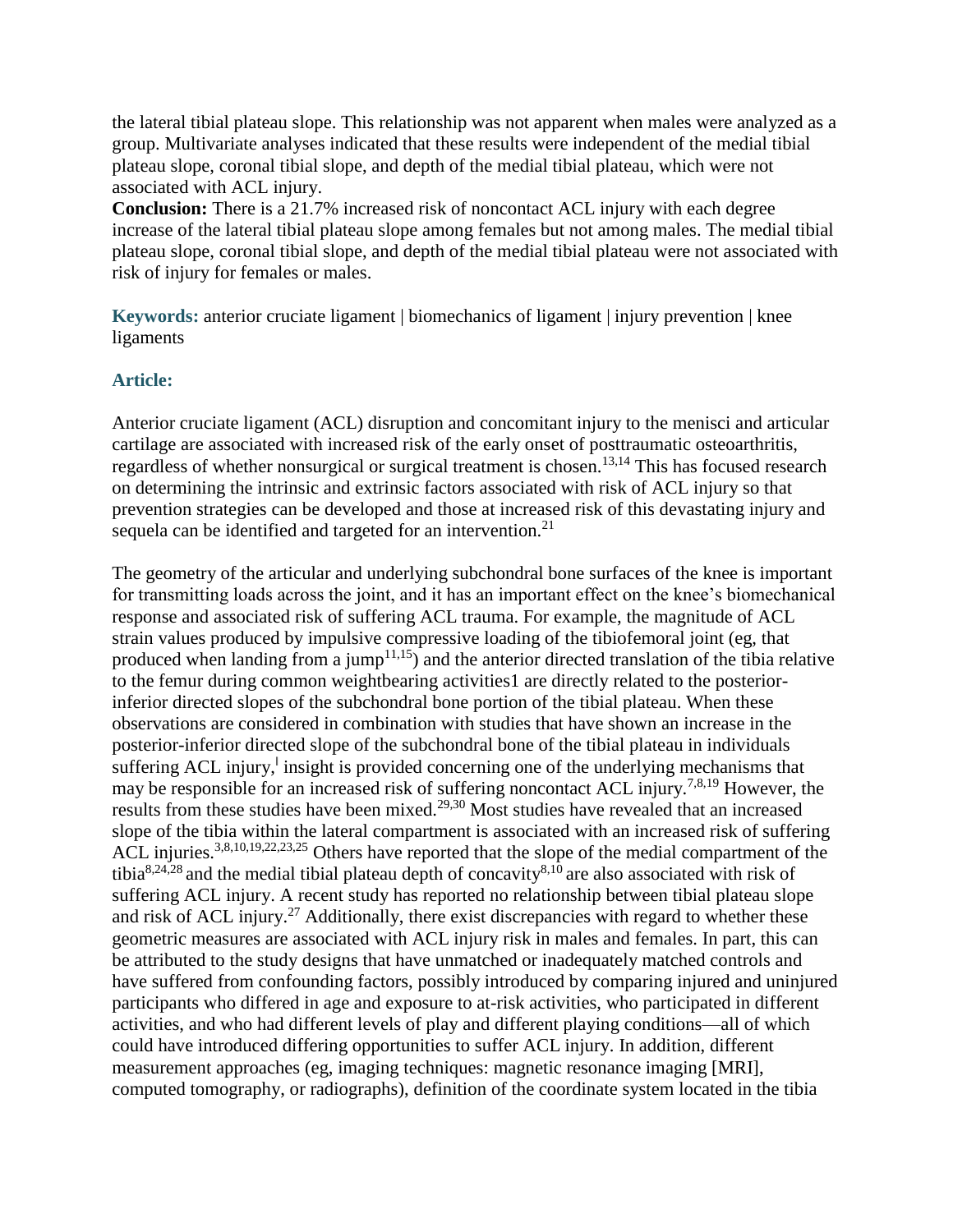the lateral tibial plateau slope. This relationship was not apparent when males were analyzed as a group. Multivariate analyses indicated that these results were independent of the medial tibial plateau slope, coronal tibial slope, and depth of the medial tibial plateau, which were not associated with ACL injury.

**Conclusion:** There is a 21.7% increased risk of noncontact ACL injury with each degree increase of the lateral tibial plateau slope among females but not among males. The medial tibial plateau slope, coronal tibial slope, and depth of the medial tibial plateau were not associated with risk of injury for females or males.

**Keywords:** anterior cruciate ligament | biomechanics of ligament | injury prevention | knee ligaments

## Article:

Anterior cruciate ligament (ACL) disruption and concomitant injury to the menisci and articular cartilage are associated with increased risk of the early onset of posttraumatic osteoarthritis, regardless of whether nonsurgical or surgical treatment is chosen.[13,14] This has focused research on determining the intrinsic and extrinsic factors associated with risk of ACL injury so that prevention strategies can be developed and those at increased risk of this devastating injury and sequela can be identified and targeted for an intervention.[21]

The geometry of the articular and underlying subchondral bone surfaces of the knee is important for transmitting loads across the joint, and it has an important effect on the knee's biomechanical response and associated risk of suffering ACL trauma. For example, the magnitude of ACL strain values produced by impulsive compressive loading of the tibiofemoral joint (eg, that produced when landing from a jump[11,15]) and the anterior directed translation of the tibia relative to the femur during common weightbearing activities1 are directly related to the posterior-inferior directed slopes of the subchondral bone portion of the tibial plateau. When these observations are considered in combination with studies that have shown an increase in the posterior-inferior directed slope of the subchondral bone of the tibial plateau in individuals suffering ACL injury,[l] insight is provided concerning one of the underlying mechanisms that may be responsible for an increased risk of suffering noncontact ACL injury.[7,8,19] However, the results from these studies have been mixed.[29,30] Most studies have revealed that an increased slope of the tibia within the lateral compartment is associated with an increased risk of suffering ACL injuries.[3,8,10,19,22,23,25] Others have reported that the slope of the medial compartment of the tibia[8,24,28] and the medial tibial plateau depth of concavity[8,10] are also associated with risk of suffering ACL injury. A recent study has reported no relationship between tibial plateau slope and risk of ACL injury.[27] Additionally, there exist discrepancies with regard to whether these geometric measures are associated with ACL injury risk in males and females. In part, this can be attributed to the study designs that have unmatched or inadequately matched controls and have suffered from confounding factors, possibly introduced by comparing injured and uninjured participants who differed in age and exposure to at-risk activities, who participated in different activities, and who had different levels of play and different playing conditions—all of which could have introduced differing opportunities to suffer ACL injury. In addition, different measurement approaches (eg, imaging techniques: magnetic resonance imaging [MRI], computed tomography, or radiographs), definition of the coordinate system located in the tibia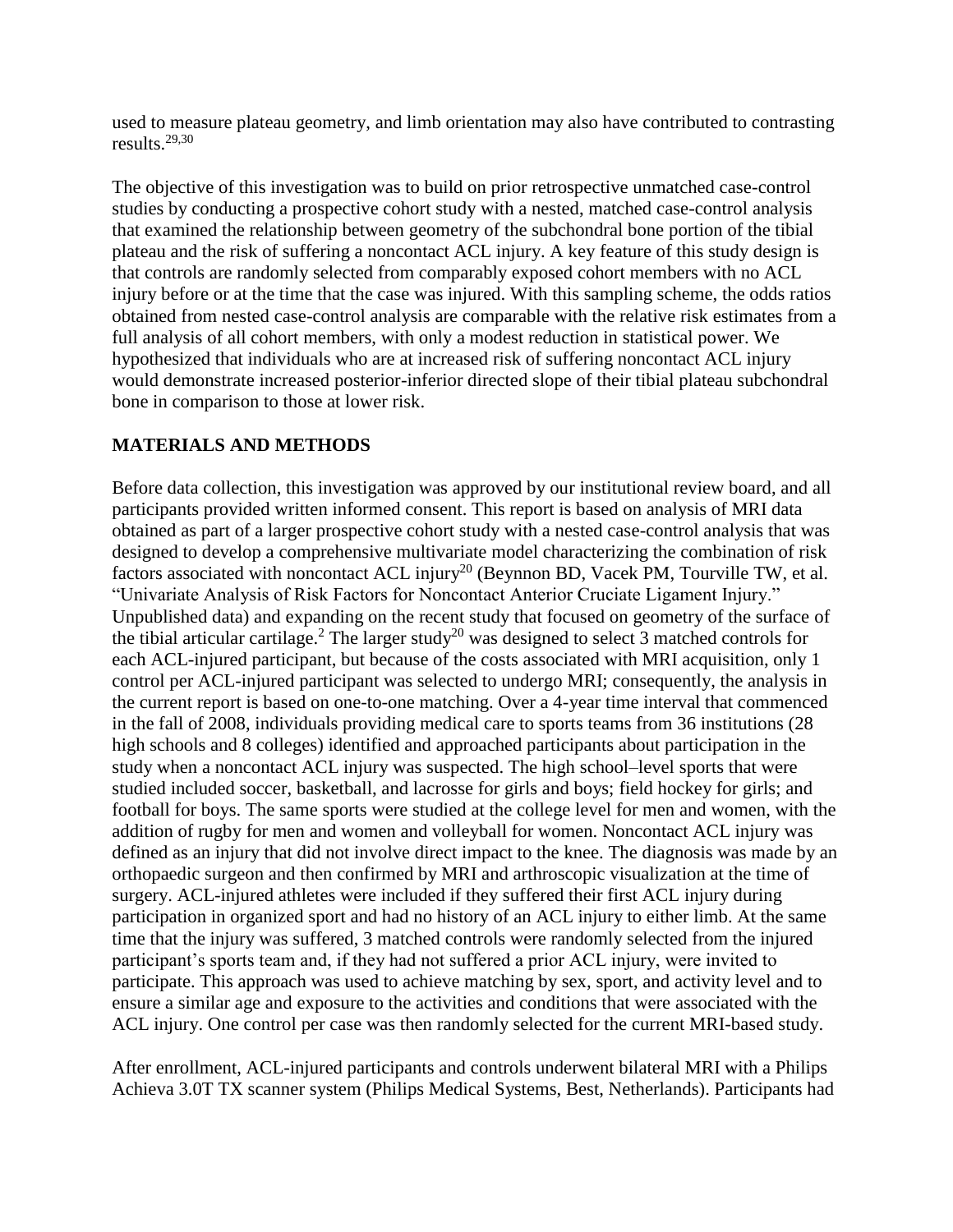used to measure plateau geometry, and limb orientation may also have contributed to contrasting results.[29,30]

The objective of this investigation was to build on prior retrospective unmatched case-control studies by conducting a prospective cohort study with a nested, matched case-control analysis that examined the relationship between geometry of the subchondral bone portion of the tibial plateau and the risk of suffering a noncontact ACL injury. A key feature of this study design is that controls are randomly selected from comparably exposed cohort members with no ACL injury before or at the time that the case was injured. With this sampling scheme, the odds ratios obtained from nested case-control analysis are comparable with the relative risk estimates from a full analysis of all cohort members, with only a modest reduction in statistical power. We hypothesized that individuals who are at increased risk of suffering noncontact ACL injury would demonstrate increased posterior-inferior directed slope of their tibial plateau subchondral bone in comparison to those at lower risk.

## MATERIALS AND METHODS

Before data collection, this investigation was approved by our institutional review board, and all participants provided written informed consent. This report is based on analysis of MRI data obtained as part of a larger prospective cohort study with a nested case-control analysis that was designed to develop a comprehensive multivariate model characterizing the combination of risk factors associated with noncontact ACL injury[20] (Beynnon BD, Vacek PM, Tourville TW, et al. "Univariate Analysis of Risk Factors for Noncontact Anterior Cruciate Ligament Injury." Unpublished data) and expanding on the recent study that focused on geometry of the surface of the tibial articular cartilage.[2] The larger study[20] was designed to select 3 matched controls for each ACL-injured participant, but because of the costs associated with MRI acquisition, only 1 control per ACL-injured participant was selected to undergo MRI; consequently, the analysis in the current report is based on one-to-one matching. Over a 4-year time interval that commenced in the fall of 2008, individuals providing medical care to sports teams from 36 institutions (28 high schools and 8 colleges) identified and approached participants about participation in the study when a noncontact ACL injury was suspected. The high school–level sports that were studied included soccer, basketball, and lacrosse for girls and boys; field hockey for girls; and football for boys. The same sports were studied at the college level for men and women, with the addition of rugby for men and women and volleyball for women. Noncontact ACL injury was defined as an injury that did not involve direct impact to the knee. The diagnosis was made by an orthopaedic surgeon and then confirmed by MRI and arthroscopic visualization at the time of surgery. ACL-injured athletes were included if they suffered their first ACL injury during participation in organized sport and had no history of an ACL injury to either limb. At the same time that the injury was suffered, 3 matched controls were randomly selected from the injured participant's sports team and, if they had not suffered a prior ACL injury, were invited to participate. This approach was used to achieve matching by sex, sport, and activity level and to ensure a similar age and exposure to the activities and conditions that were associated with the ACL injury. One control per case was then randomly selected for the current MRI-based study.

After enrollment, ACL-injured participants and controls underwent bilateral MRI with a Philips Achieva 3.0T TX scanner system (Philips Medical Systems, Best, Netherlands). Participants had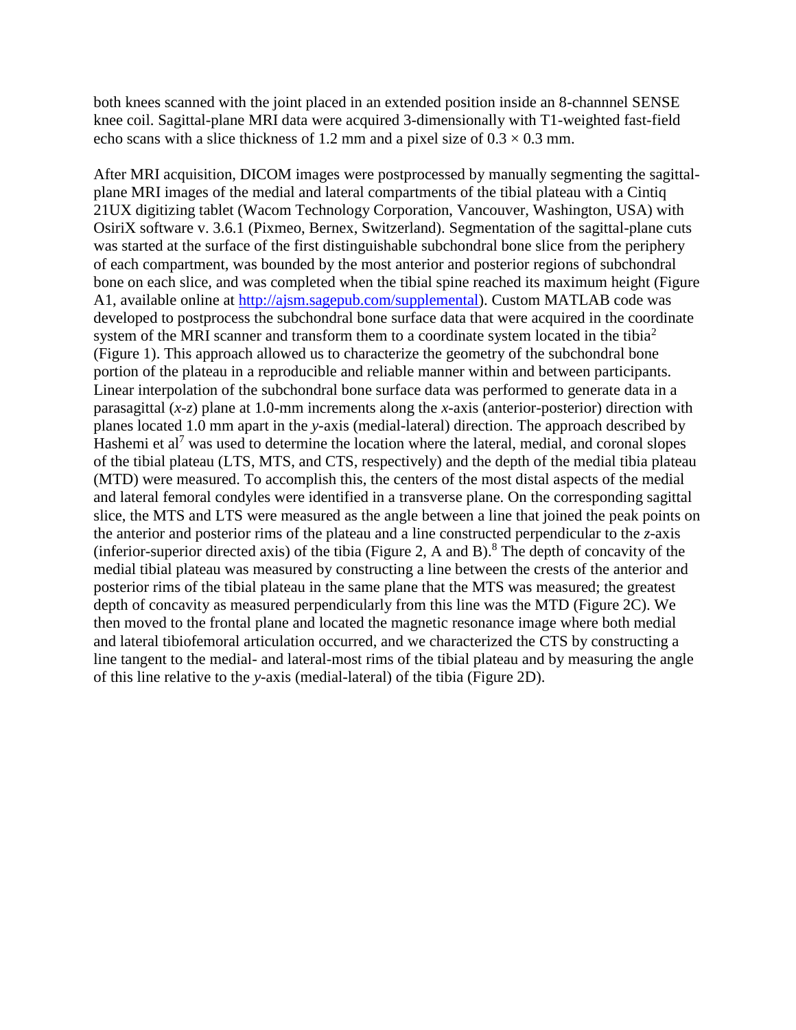both knees scanned with the joint placed in an extended position inside an 8-channnel SENSE knee coil. Sagittal-plane MRI data were acquired 3-dimensionally with T1-weighted fast-field echo scans with a slice thickness of 1.2 mm and a pixel size of 0.3 × 0.3 mm.

After MRI acquisition, DICOM images were postprocessed by manually segmenting the sagittal-plane MRI images of the medial and lateral compartments of the tibial plateau with a Cintiq 21UX digitizing tablet (Wacom Technology Corporation, Vancouver, Washington, USA) with OsiriX software v. 3.6.1 (Pixmeo, Bernex, Switzerland). Segmentation of the sagittal-plane cuts was started at the surface of the first distinguishable subchondral bone slice from the periphery of each compartment, was bounded by the most anterior and posterior regions of subchondral bone on each slice, and was completed when the tibial spine reached its maximum height (Figure A1, available online at [http://ajsm.sagepub.com/supplemental](http://ajsm.sagepub.com/supplemental)). Custom MATLAB code was developed to postprocess the subchondral bone surface data that were acquired in the coordinate system of the MRI scanner and transform them to a coordinate system located in the tibia[2] (Figure 1). This approach allowed us to characterize the geometry of the subchondral bone portion of the plateau in a reproducible and reliable manner within and between participants. Linear interpolation of the subchondral bone surface data was performed to generate data in a parasagittal ($x$-$z$) plane at 1.0-mm increments along the $x$-axis (anterior-posterior) direction with planes located 1.0 mm apart in the $y$-axis (medial-lateral) direction. The approach described by Hashemi et al[7] was used to determine the location where the lateral, medial, and coronal slopes of the tibial plateau (LTS, MTS, and CTS, respectively) and the depth of the medial tibia plateau (MTD) were measured. To accomplish this, the centers of the most distal aspects of the medial and lateral femoral condyles were identified in a transverse plane. On the corresponding sagittal slice, the MTS and LTS were measured as the angle between a line that joined the peak points on the anterior and posterior rims of the plateau and a line constructed perpendicular to the $z$-axis (inferior-superior directed axis) of the tibia (Figure 2, A and B).[8] The depth of concavity of the medial tibial plateau was measured by constructing a line between the crests of the anterior and posterior rims of the tibial plateau in the same plane that the MTS was measured; the greatest depth of concavity as measured perpendicularly from this line was the MTD (Figure 2C). We then moved to the frontal plane and located the magnetic resonance image where both medial and lateral tibiofemoral articulation occurred, and we characterized the CTS by constructing a line tangent to the medial- and lateral-most rims of the tibial plateau and by measuring the angle of this line relative to the $y$-axis (medial-lateral) of the tibia (Figure 2D).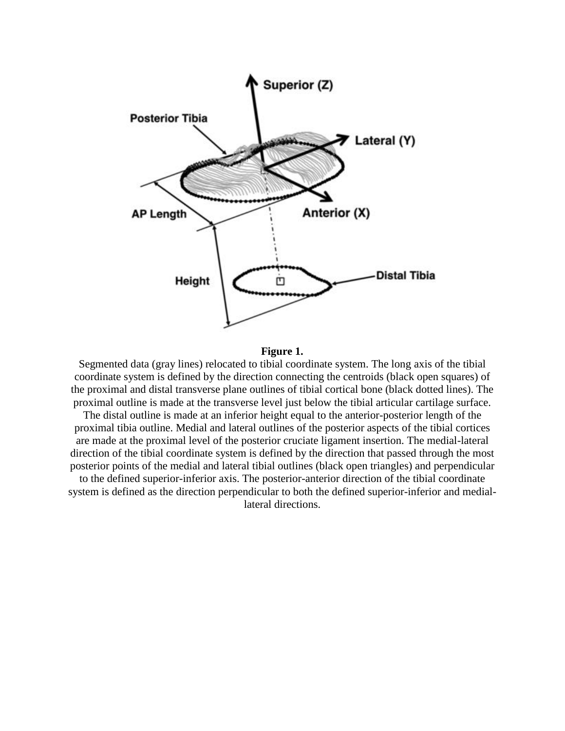**Figure 1.**

Segmented data (gray lines) relocated to tibial coordinate system. The long axis of the tibial coordinate system is defined by the direction connecting the centroids (black open squares) of the proximal and distal transverse plane outlines of tibial cortical bone (black dotted lines). The proximal outline is made at the transverse level just below the tibial articular cartilage surface. The distal outline is made at an inferior height equal to the anterior-posterior length of the proximal tibia outline. Medial and lateral outlines of the posterior aspects of the tibial cortices are made at the proximal level of the posterior cruciate ligament insertion. The medial-lateral direction of the tibial coordinate system is defined by the direction that passed through the most posterior points of the medial and lateral tibial outlines (black open triangles) and perpendicular to the defined superior-inferior axis. The posterior-anterior direction of the tibial coordinate system is defined as the direction perpendicular to both the defined superior-inferior and medial-lateral directions.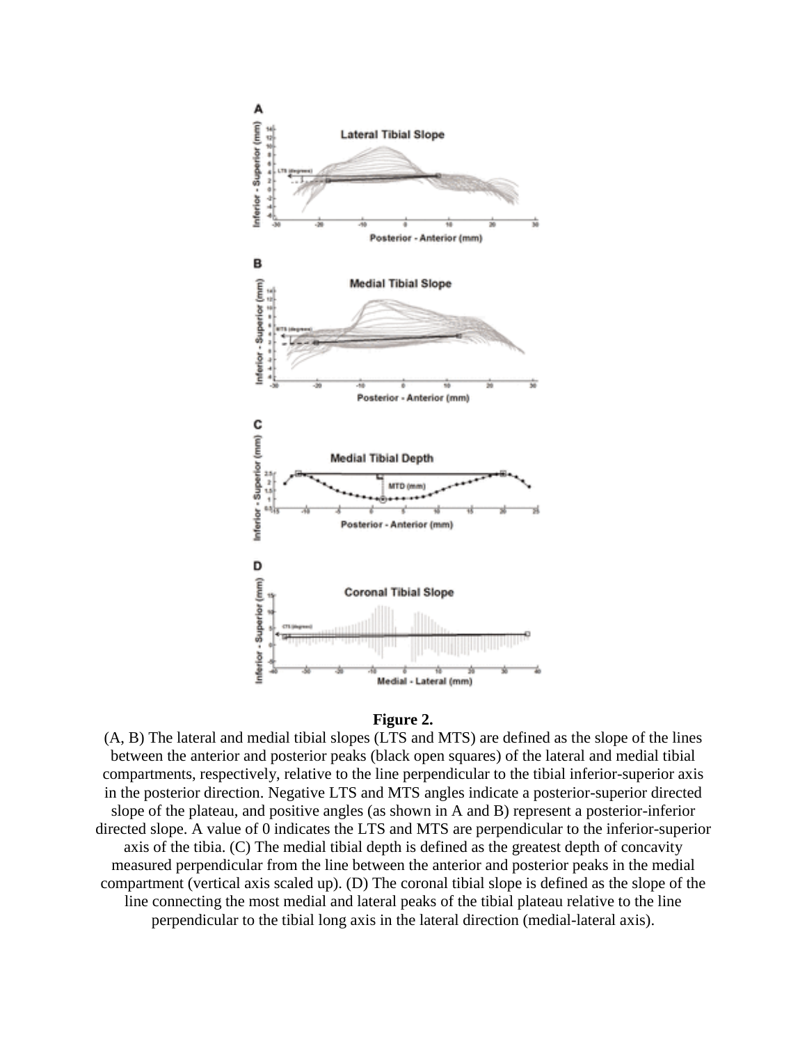**Figure 2.**

(A, B) The lateral and medial tibial slopes (LTS and MTS) are defined as the slope of the lines between the anterior and posterior peaks (black open squares) of the lateral and medial tibial compartments, respectively, relative to the line perpendicular to the tibial inferior-superior axis in the posterior direction. Negative LTS and MTS angles indicate a posterior-superior directed slope of the plateau, and positive angles (as shown in A and B) represent a posterior-inferior directed slope. A value of 0 indicates the LTS and MTS are perpendicular to the inferior-superior axis of the tibia. (C) The medial tibial depth is defined as the greatest depth of concavity measured perpendicular from the line between the anterior and posterior peaks in the medial compartment (vertical axis scaled up). (D) The coronal tibial slope is defined as the slope of the line connecting the most medial and lateral peaks of the tibial plateau relative to the line perpendicular to the tibial long axis in the lateral direction (medial-lateral axis).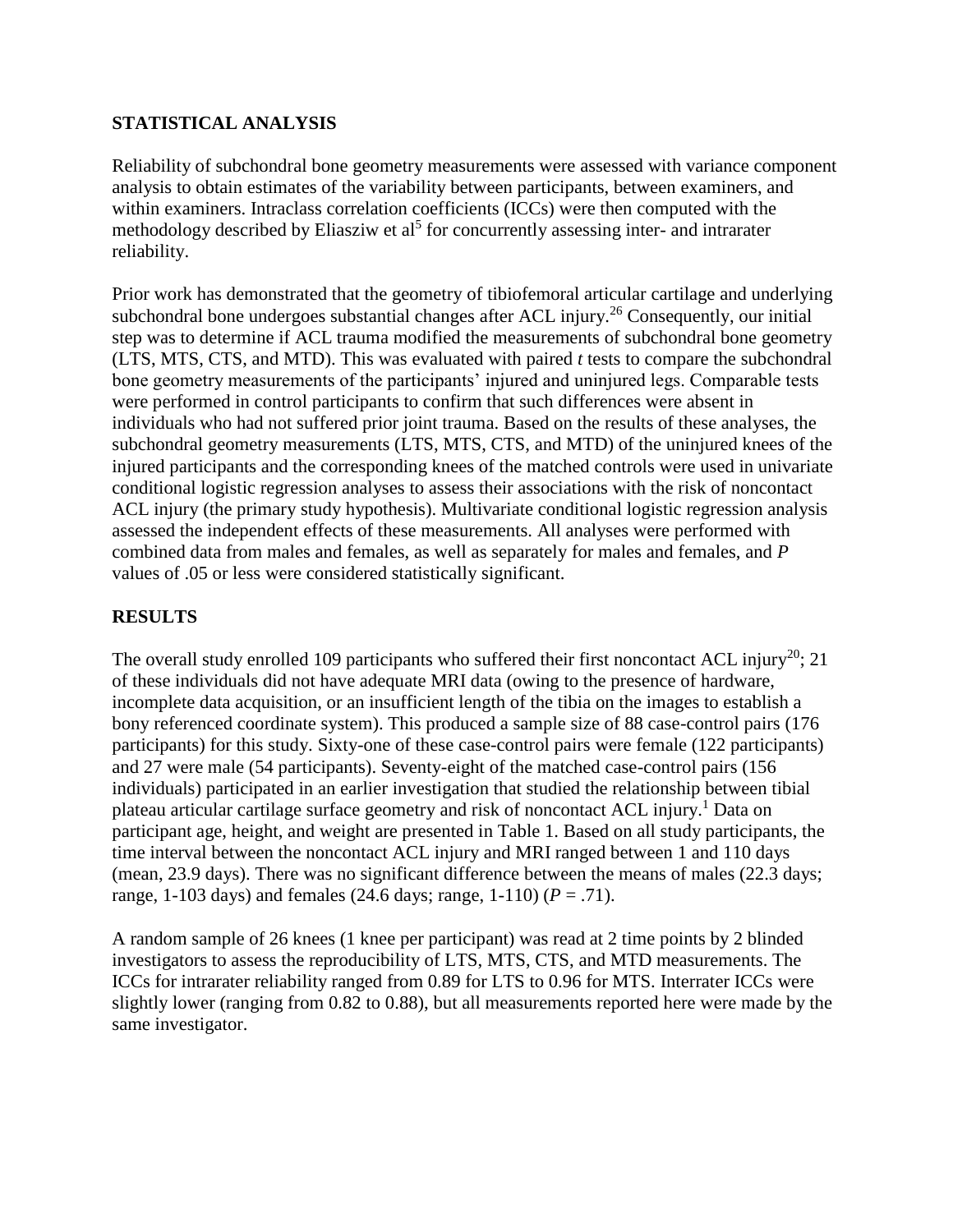## STATISTICAL ANALYSIS

Reliability of subchondral bone geometry measurements were assessed with variance component analysis to obtain estimates of the variability between participants, between examiners, and within examiners. Intraclass correlation coefficients (ICCs) were then computed with the methodology described by Eliasziw et al[5] for concurrently assessing inter- and intrarater reliability.

Prior work has demonstrated that the geometry of tibiofemoral articular cartilage and underlying subchondral bone undergoes substantial changes after ACL injury.[26] Consequently, our initial step was to determine if ACL trauma modified the measurements of subchondral bone geometry (LTS, MTS, CTS, and MTD). This was evaluated with paired *t* tests to compare the subchondral bone geometry measurements of the participants' injured and uninjured legs. Comparable tests were performed in control participants to confirm that such differences were absent in individuals who had not suffered prior joint trauma. Based on the results of these analyses, the subchondral geometry measurements (LTS, MTS, CTS, and MTD) of the uninjured knees of the injured participants and the corresponding knees of the matched controls were used in univariate conditional logistic regression analyses to assess their associations with the risk of noncontact ACL injury (the primary study hypothesis). Multivariate conditional logistic regression analysis assessed the independent effects of these measurements. All analyses were performed with combined data from males and females, as well as separately for males and females, and *P* values of .05 or less were considered statistically significant.

## RESULTS

The overall study enrolled 109 participants who suffered their first noncontact ACL injury[20]; 21 of these individuals did not have adequate MRI data (owing to the presence of hardware, incomplete data acquisition, or an insufficient length of the tibia on the images to establish a bony referenced coordinate system). This produced a sample size of 88 case-control pairs (176 participants) for this study. Sixty-one of these case-control pairs were female (122 participants) and 27 were male (54 participants). Seventy-eight of the matched case-control pairs (156 individuals) participated in an earlier investigation that studied the relationship between tibial plateau articular cartilage surface geometry and risk of noncontact ACL injury.[1] Data on participant age, height, and weight are presented in Table 1. Based on all study participants, the time interval between the noncontact ACL injury and MRI ranged between 1 and 110 days (mean, 23.9 days). There was no significant difference between the means of males (22.3 days; range, 1-103 days) and females (24.6 days; range, 1-110) ($P = .71$).

A random sample of 26 knees (1 knee per participant) was read at 2 time points by 2 blinded investigators to assess the reproducibility of LTS, MTS, CTS, and MTD measurements. The ICCs for intrarater reliability ranged from 0.89 for LTS to 0.96 for MTS. Interrater ICCs were slightly lower (ranging from 0.82 to 0.88), but all measurements reported here were made by the same investigator.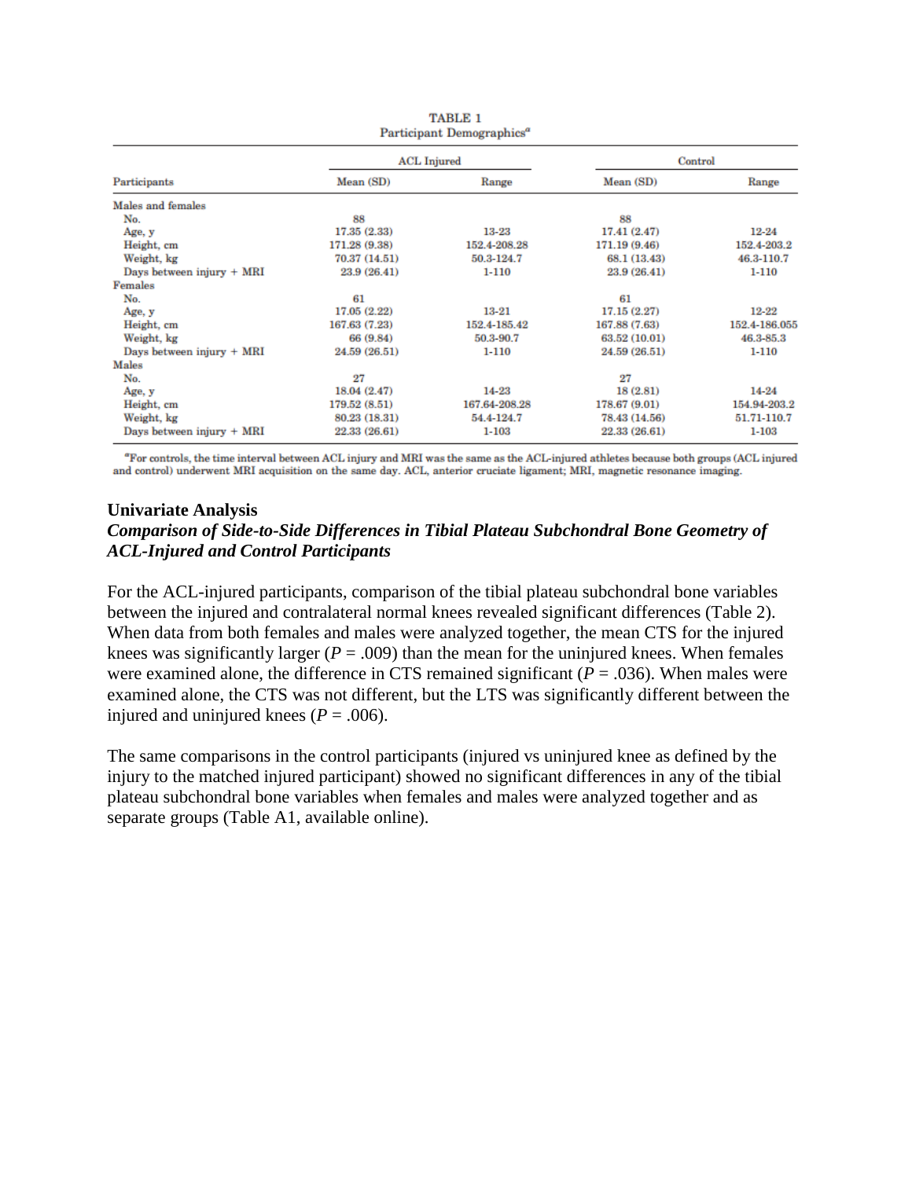TABLE 1

Participant Demographics[a]

| Participants | ACL Injured | | Control | |
|---|---|---|---|---|
| | Mean (SD) | Range | Mean (SD) | Range |
| Males and females | | | | |
| No. | 88 | | 88 | |
| Age, y | 17.35 (2.33) | 13-23 | 17.41 (2.47) | 12-24 |
| Height, cm | 171.28 (9.38) | 152.4-208.28 | 171.19 (9.46) | 152.4-203.2 |
| Weight, kg | 70.37 (14.51) | 50.3-124.7 | 68.1 (13.43) | 46.3-110.7 |
| Days between injury + MRI | 23.9 (26.41) | 1-110 | 23.9 (26.41) | 1-110 |
| Females | | | | |
| No. | 61 | | 61 | |
| Age, y | 17.05 (2.22) | 13-21 | 17.15 (2.27) | 12-22 |
| Height, cm | 167.63 (7.23) | 152.4-185.42 | 167.88 (7.63) | 152.4-186.055 |
| Weight, kg | 66 (9.84) | 50.3-90.7 | 63.52 (10.01) | 46.3-85.3 |
| Days between injury + MRI | 24.59 (26.51) | 1-110 | 24.59 (26.51) | 1-110 |
| Males | | | | |
| No. | 27 | | 27 | |
| Age, y | 18.04 (2.47) | 14-23 | 18 (2.81) | 14-24 |
| Height, cm | 179.52 (8.51) | 167.64-208.28 | 178.67 (9.01) | 154.94-203.2 |
| Weight, kg | 80.23 (18.31) | 54.4-124.7 | 78.43 (14.56) | 51.71-110.7 |
| Days between injury + MRI | 22.33 (26.61) | 1-103 | 22.33 (26.61) | 1-103 |

[a]For controls, the time interval between ACL injury and MRI was the same as the ACL-injured athletes because both groups (ACL injured and control) underwent MRI acquisition on the same day. ACL, anterior cruciate ligament; MRI, magnetic resonance imaging.

## Univariate Analysis

### *Comparison of Side-to-Side Differences in Tibial Plateau Subchondral Bone Geometry of ACL-Injured and Control Participants*

For the ACL-injured participants, comparison of the tibial plateau subchondral bone variables between the injured and contralateral normal knees revealed significant differences (Table 2). When data from both females and males were analyzed together, the mean CTS for the injured knees was significantly larger ($P = .009$) than the mean for the uninjured knees. When females were examined alone, the difference in CTS remained significant ($P = .036$). When males were examined alone, the CTS was not different, but the LTS was significantly different between the injured and uninjured knees ($P = .006$).

The same comparisons in the control participants (injured vs uninjured knee as defined by the injury to the matched injured participant) showed no significant differences in any of the tibial plateau subchondral bone variables when females and males were analyzed together and as separate groups (Table A1, available online).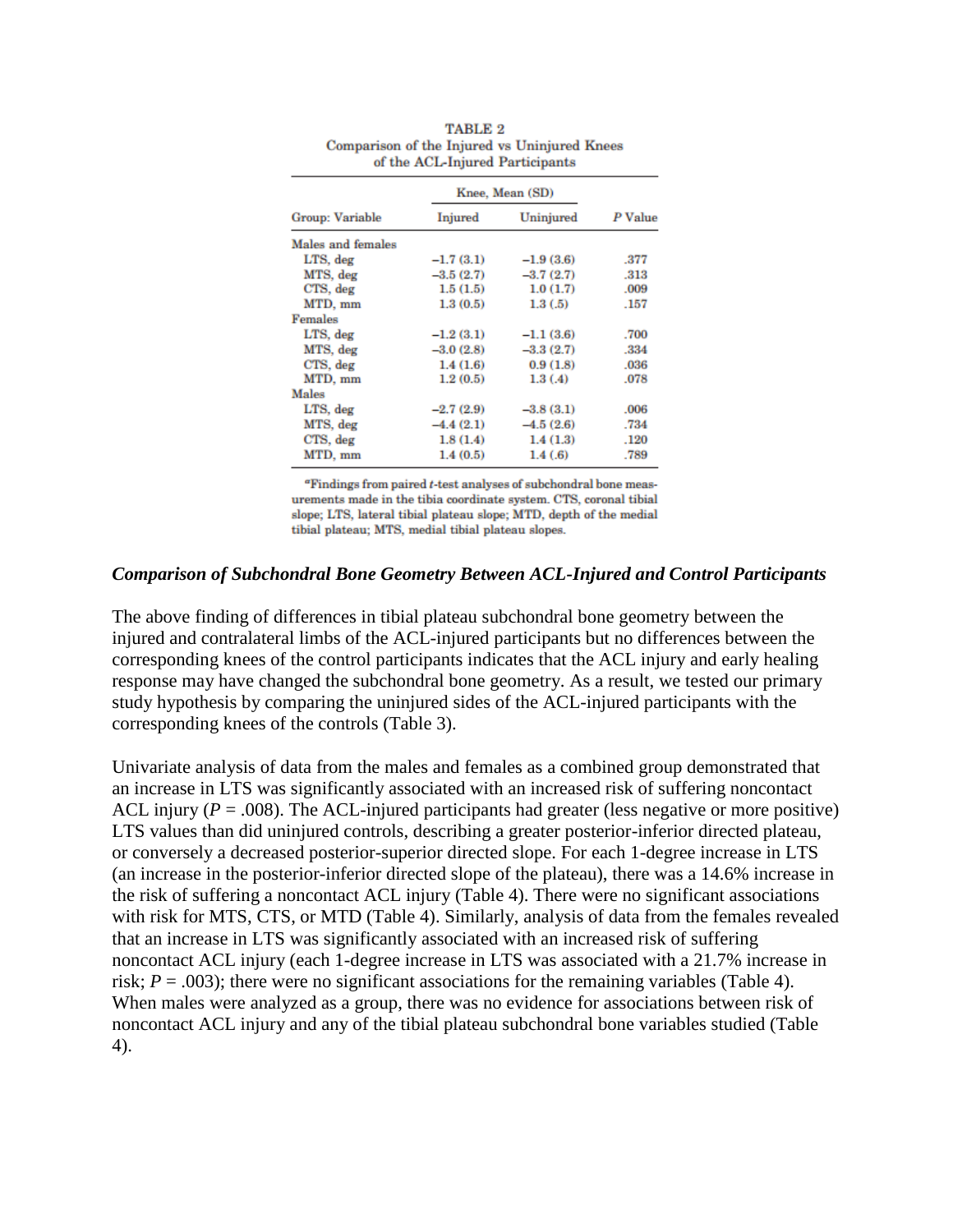TABLE 2
Comparison of the Injured vs Uninjured Knees of the ACL-Injured Participants

| Group: Variable | Knee, Mean (SD) | | P Value |
|---|---|---|---|
| | Injured | Uninjured | |
| Males and females | | | |
| LTS, deg | −1.7 (3.1) | −1.9 (3.6) | .377 |
| MTS, deg | −3.5 (2.7) | −3.7 (2.7) | .313 |
| CTS, deg | 1.5 (1.5) | 1.0 (1.7) | .009 |
| MTD, mm | 1.3 (0.5) | 1.3 (.5) | .157 |
| Females | | | |
| LTS, deg | −1.2 (3.1) | −1.1 (3.6) | .700 |
| MTS, deg | −3.0 (2.8) | −3.3 (2.7) | .334 |
| CTS, deg | 1.4 (1.6) | 0.9 (1.8) | .036 |
| MTD, mm | 1.2 (0.5) | 1.3 (.4) | .078 |
| Males | | | |
| LTS, deg | −2.7 (2.9) | −3.8 (3.1) | .006 |
| MTS, deg | −4.4 (2.1) | −4.5 (2.6) | .734 |
| CTS, deg | 1.8 (1.4) | 1.4 (1.3) | .120 |
| MTD, mm | 1.4 (0.5) | 1.4 (.6) | .789 |

[a]Findings from paired *t*-test analyses of subchondral bone measurements made in the tibia coordinate system. CTS, coronal tibial slope; LTS, lateral tibial plateau slope; MTD, depth of the medial tibial plateau; MTS, medial tibial plateau slopes.

### *Comparison of Subchondral Bone Geometry Between ACL-Injured and Control Participants*

The above finding of differences in tibial plateau subchondral bone geometry between the injured and contralateral limbs of the ACL-injured participants but no differences between the corresponding knees of the control participants indicates that the ACL injury and early healing response may have changed the subchondral bone geometry. As a result, we tested our primary study hypothesis by comparing the uninjured sides of the ACL-injured participants with the corresponding knees of the controls (Table 3).

Univariate analysis of data from the males and females as a combined group demonstrated that an increase in LTS was significantly associated with an increased risk of suffering noncontact ACL injury ($P = .008$). The ACL-injured participants had greater (less negative or more positive) LTS values than did uninjured controls, describing a greater posterior-inferior directed plateau, or conversely a decreased posterior-superior directed slope. For each 1-degree increase in LTS (an increase in the posterior-inferior directed slope of the plateau), there was a 14.6% increase in the risk of suffering a noncontact ACL injury (Table 4). There were no significant associations with risk for MTS, CTS, or MTD (Table 4). Similarly, analysis of data from the females revealed that an increase in LTS was significantly associated with an increased risk of suffering noncontact ACL injury (each 1-degree increase in LTS was associated with a 21.7% increase in risk; $P = .003$); there were no significant associations for the remaining variables (Table 4). When males were analyzed as a group, there was no evidence for associations between risk of noncontact ACL injury and any of the tibial plateau subchondral bone variables studied (Table 4).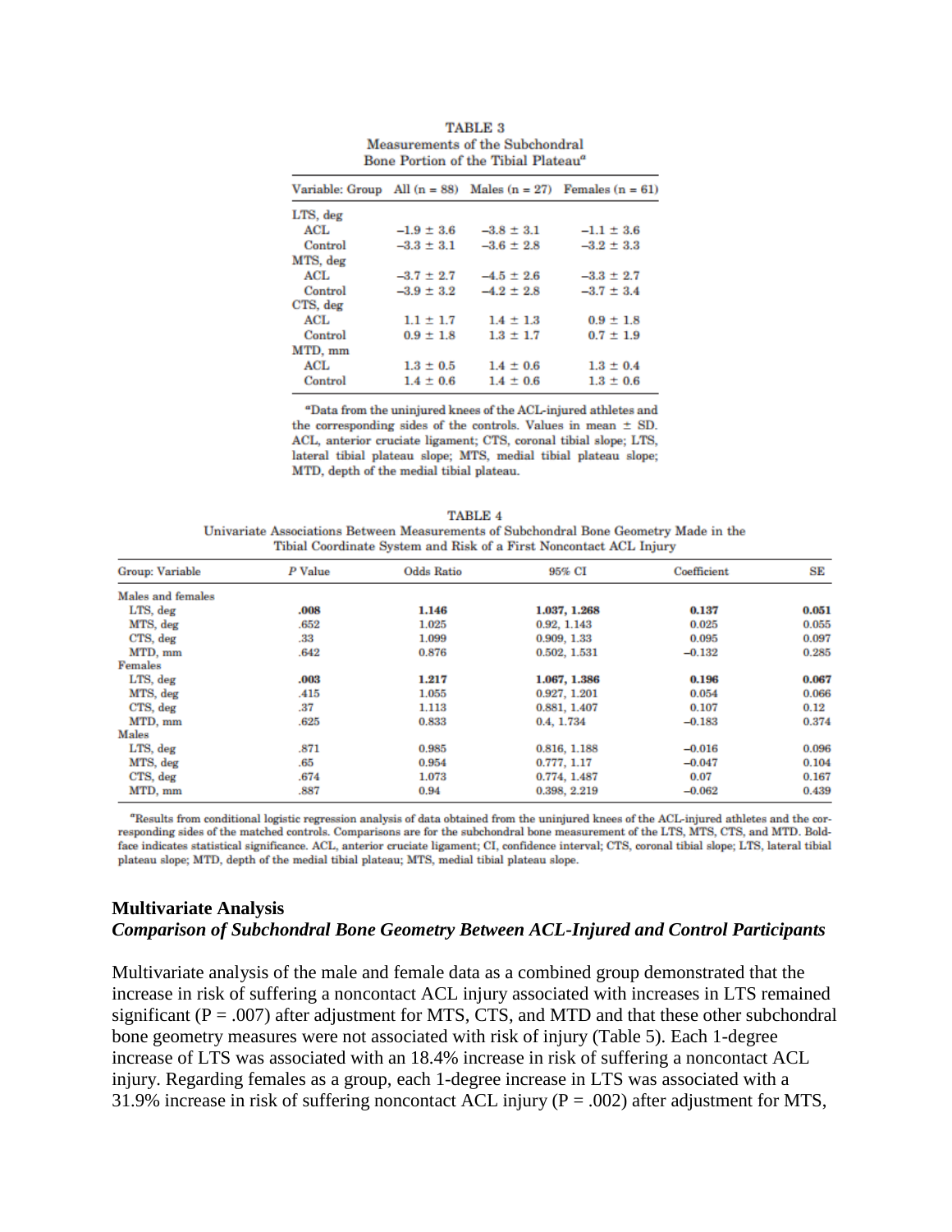TABLE 3
Measurements of the Subchondral Bone Portion of the Tibial Plateau[a]

| Variable: Group | All (n = 88) | Males (n = 27) | Females (n = 61) |
|---|---|---|---|
| LTS, deg | | | |
| ACL | −1.9 ± 3.6 | −3.8 ± 3.1 | −1.1 ± 3.6 |
| Control | −3.3 ± 3.1 | −3.6 ± 2.8 | −3.2 ± 3.3 |
| MTS, deg | | | |
| ACL | −3.7 ± 2.7 | −4.5 ± 2.6 | −3.3 ± 2.7 |
| Control | −3.9 ± 3.2 | −4.2 ± 2.8 | −3.7 ± 3.4 |
| CTS, deg | | | |
| ACL | 1.1 ± 1.7 | 1.4 ± 1.3 | 0.9 ± 1.8 |
| Control | 0.9 ± 1.8 | 1.3 ± 1.7 | 0.7 ± 1.9 |
| MTD, mm | | | |
| ACL | 1.3 ± 0.5 | 1.4 ± 0.6 | 1.3 ± 0.4 |
| Control | 1.4 ± 0.6 | 1.4 ± 0.6 | 1.3 ± 0.6 |

[a]Data from the uninjured knees of the ACL-injured athletes and the corresponding sides of the controls. Values in mean ± SD. ACL, anterior cruciate ligament; CTS, coronal tibial slope; LTS, lateral tibial plateau slope; MTS, medial tibial plateau slope; MTD, depth of the medial tibial plateau.

TABLE 4
Univariate Associations Between Measurements of Subchondral Bone Geometry Made in the Tibial Coordinate System and Risk of a First Noncontact ACL Injury

| Group: Variable | *P* Value | Odds Ratio | 95% CI | Coefficient | SE |
|---|---|---|---|---|---|
| Males and females | | | | | |
| LTS, deg | **.008** | **1.146** | **1.037, 1.268** | **0.137** | **0.051** |
| MTS, deg | .652 | 1.025 | 0.92, 1.143 | 0.025 | 0.055 |
| CTS, deg | .33 | 1.099 | 0.909, 1.33 | 0.095 | 0.097 |
| MTD, mm | .642 | 0.876 | 0.502, 1.531 | −0.132 | 0.285 |
| Females | | | | | |
| LTS, deg | **.003** | **1.217** | **1.067, 1.386** | **0.196** | **0.067** |
| MTS, deg | .415 | 1.055 | 0.927, 1.201 | 0.054 | 0.066 |
| CTS, deg | .37 | 1.113 | 0.881, 1.407 | 0.107 | 0.12 |
| MTD, mm | .625 | 0.833 | 0.4, 1.734 | −0.183 | 0.374 |
| Males | | | | | |
| LTS, deg | .871 | 0.985 | 0.816, 1.188 | −0.016 | 0.096 |
| MTS, deg | .65 | 0.954 | 0.777, 1.17 | −0.047 | 0.104 |
| CTS, deg | .674 | 1.073 | 0.774, 1.487 | 0.07 | 0.167 |
| MTD, mm | .887 | 0.94 | 0.398, 2.219 | −0.062 | 0.439 |

[a]Results from conditional logistic regression analysis of data obtained from the uninjured knees of the ACL-injured athletes and the corresponding sides of the matched controls. Comparisons are for the subchondral bone measurement of the LTS, MTS, CTS, and MTD. Boldface indicates statistical significance. ACL, anterior cruciate ligament; CI, confidence interval; CTS, coronal tibial slope; LTS, lateral tibial plateau slope; MTD, depth of the medial tibial plateau; MTS, medial tibial plateau slope.

**Multivariate Analysis**

***Comparison of Subchondral Bone Geometry Between ACL-Injured and Control Participants***

Multivariate analysis of the male and female data as a combined group demonstrated that the increase in risk of suffering a noncontact ACL injury associated with increases in LTS remained significant (P = .007) after adjustment for MTS, CTS, and MTD and that these other subchondral bone geometry measures were not associated with risk of injury (Table 5). Each 1-degree increase of LTS was associated with an 18.4% increase in risk of suffering a noncontact ACL injury. Regarding females as a group, each 1-degree increase in LTS was associated with a 31.9% increase in risk of suffering noncontact ACL injury (P = .002) after adjustment for MTS,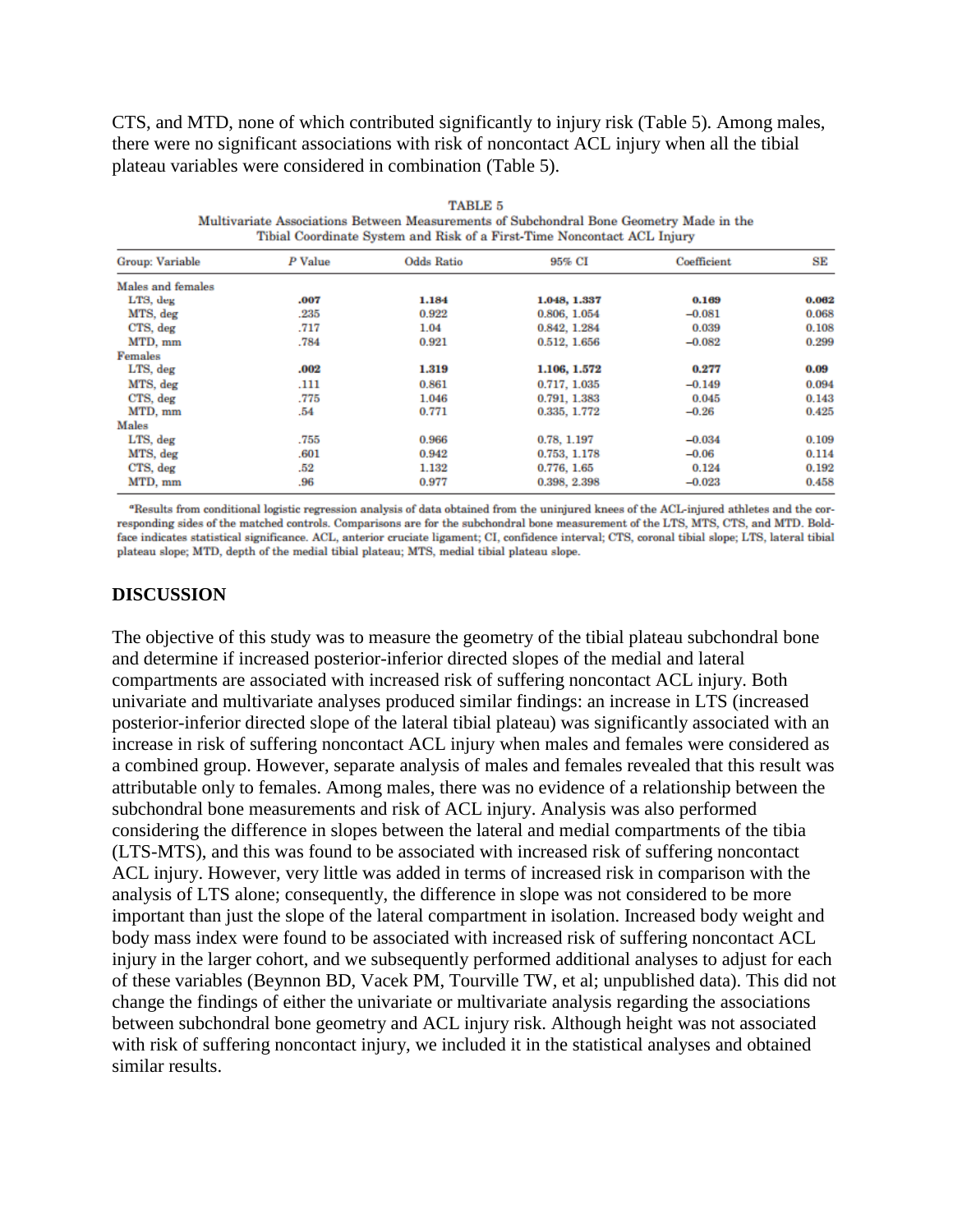CTS, and MTD, none of which contributed significantly to injury risk (Table 5). Among males, there were no significant associations with risk of noncontact ACL injury when all the tibial plateau variables were considered in combination (Table 5).

TABLE 5
Multivariate Associations Between Measurements of Subchondral Bone Geometry Made in the Tibial Coordinate System and Risk of a First-Time Noncontact ACL Injury

| Group: Variable | P Value | Odds Ratio | 95% CI | Coefficient | SE |
|---|---|---|---|---|---|
| Males and females | | | | | |
| LTS, deg | **.007** | **1.184** | **1.048, 1.337** | **0.169** | **0.062** |
| MTS, deg | .235 | 0.922 | 0.806, 1.054 | −0.081 | 0.068 |
| CTS, deg | .717 | 1.04 | 0.842, 1.284 | 0.039 | 0.108 |
| MTD, mm | .784 | 0.921 | 0.512, 1.656 | −0.082 | 0.299 |
| Females | | | | | |
| LTS, deg | **.002** | **1.319** | **1.106, 1.572** | **0.277** | **0.09** |
| MTS, deg | .111 | 0.861 | 0.717, 1.035 | −0.149 | 0.094 |
| CTS, deg | .775 | 1.046 | 0.791, 1.383 | 0.045 | 0.143 |
| MTD, mm | .54 | 0.771 | 0.335, 1.772 | −0.26 | 0.425 |
| Males | | | | | |
| LTS, deg | .755 | 0.966 | 0.78, 1.197 | −0.034 | 0.109 |
| MTS, deg | .601 | 0.942 | 0.753, 1.178 | −0.06 | 0.114 |
| CTS, deg | .52 | 1.132 | 0.776, 1.65 | 0.124 | 0.192 |
| MTD, mm | .96 | 0.977 | 0.398, 2.398 | −0.023 | 0.458 |

[a]Results from conditional logistic regression analysis of data obtained from the uninjured knees of the ACL-injured athletes and the corresponding sides of the matched controls. Comparisons are for the subchondral bone measurement of the LTS, MTS, CTS, and MTD. Boldface indicates statistical significance. ACL, anterior cruciate ligament; CI, confidence interval; CTS, coronal tibial slope; LTS, lateral tibial plateau slope; MTD, depth of the medial tibial plateau; MTS, medial tibial plateau slope.

## DISCUSSION

The objective of this study was to measure the geometry of the tibial plateau subchondral bone and determine if increased posterior-inferior directed slopes of the medial and lateral compartments are associated with increased risk of suffering noncontact ACL injury. Both univariate and multivariate analyses produced similar findings: an increase in LTS (increased posterior-inferior directed slope of the lateral tibial plateau) was significantly associated with an increase in risk of suffering noncontact ACL injury when males and females were considered as a combined group. However, separate analysis of males and females revealed that this result was attributable only to females. Among males, there was no evidence of a relationship between the subchondral bone measurements and risk of ACL injury. Analysis was also performed considering the difference in slopes between the lateral and medial compartments of the tibia (LTS-MTS), and this was found to be associated with increased risk of suffering noncontact ACL injury. However, very little was added in terms of increased risk in comparison with the analysis of LTS alone; consequently, the difference in slope was not considered to be more important than just the slope of the lateral compartment in isolation. Increased body weight and body mass index were found to be associated with increased risk of suffering noncontact ACL injury in the larger cohort, and we subsequently performed additional analyses to adjust for each of these variables (Beynnon BD, Vacek PM, Tourville TW, et al; unpublished data). This did not change the findings of either the univariate or multivariate analysis regarding the associations between subchondral bone geometry and ACL injury risk. Although height was not associated with risk of suffering noncontact injury, we included it in the statistical analyses and obtained similar results.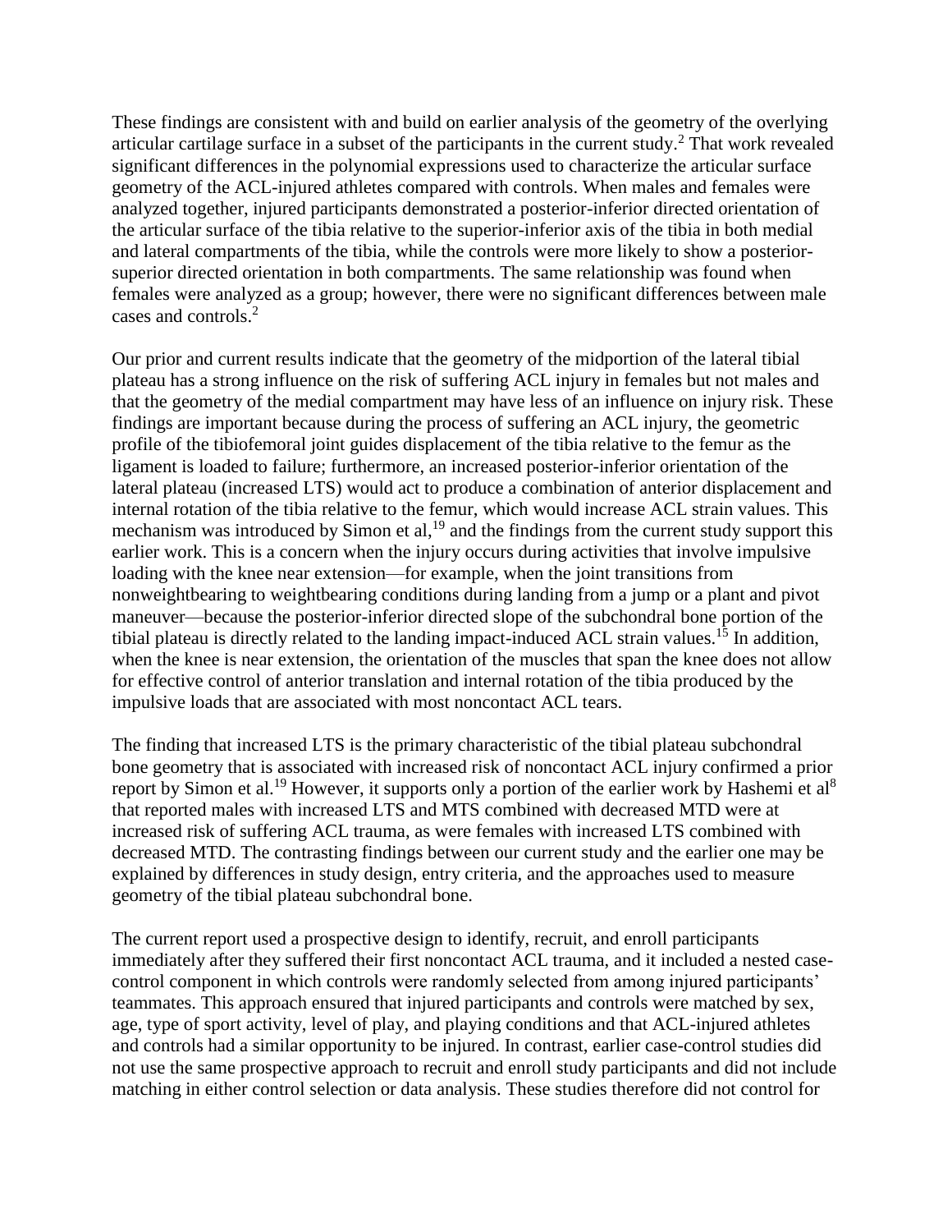These findings are consistent with and build on earlier analysis of the geometry of the overlying articular cartilage surface in a subset of the participants in the current study.[2] That work revealed significant differences in the polynomial expressions used to characterize the articular surface geometry of the ACL-injured athletes compared with controls. When males and females were analyzed together, injured participants demonstrated a posterior-inferior directed orientation of the articular surface of the tibia relative to the superior-inferior axis of the tibia in both medial and lateral compartments of the tibia, while the controls were more likely to show a posterior-superior directed orientation in both compartments. The same relationship was found when females were analyzed as a group; however, there were no significant differences between male cases and controls.[2]

Our prior and current results indicate that the geometry of the midportion of the lateral tibial plateau has a strong influence on the risk of suffering ACL injury in females but not males and that the geometry of the medial compartment may have less of an influence on injury risk. These findings are important because during the process of suffering an ACL injury, the geometric profile of the tibiofemoral joint guides displacement of the tibia relative to the femur as the ligament is loaded to failure; furthermore, an increased posterior-inferior orientation of the lateral plateau (increased LTS) would act to produce a combination of anterior displacement and internal rotation of the tibia relative to the femur, which would increase ACL strain values. This mechanism was introduced by Simon et al,[19] and the findings from the current study support this earlier work. This is a concern when the injury occurs during activities that involve impulsive loading with the knee near extension—for example, when the joint transitions from nonweightbearing to weightbearing conditions during landing from a jump or a plant and pivot maneuver—because the posterior-inferior directed slope of the subchondral bone portion of the tibial plateau is directly related to the landing impact-induced ACL strain values.[15] In addition, when the knee is near extension, the orientation of the muscles that span the knee does not allow for effective control of anterior translation and internal rotation of the tibia produced by the impulsive loads that are associated with most noncontact ACL tears.

The finding that increased LTS is the primary characteristic of the tibial plateau subchondral bone geometry that is associated with increased risk of noncontact ACL injury confirmed a prior report by Simon et al.[19] However, it supports only a portion of the earlier work by Hashemi et al[8] that reported males with increased LTS and MTS combined with decreased MTD were at increased risk of suffering ACL trauma, as were females with increased LTS combined with decreased MTD. The contrasting findings between our current study and the earlier one may be explained by differences in study design, entry criteria, and the approaches used to measure geometry of the tibial plateau subchondral bone.

The current report used a prospective design to identify, recruit, and enroll participants immediately after they suffered their first noncontact ACL trauma, and it included a nested case-control component in which controls were randomly selected from among injured participants' teammates. This approach ensured that injured participants and controls were matched by sex, age, type of sport activity, level of play, and playing conditions and that ACL-injured athletes and controls had a similar opportunity to be injured. In contrast, earlier case-control studies did not use the same prospective approach to recruit and enroll study participants and did not include matching in either control selection or data analysis. These studies therefore did not control for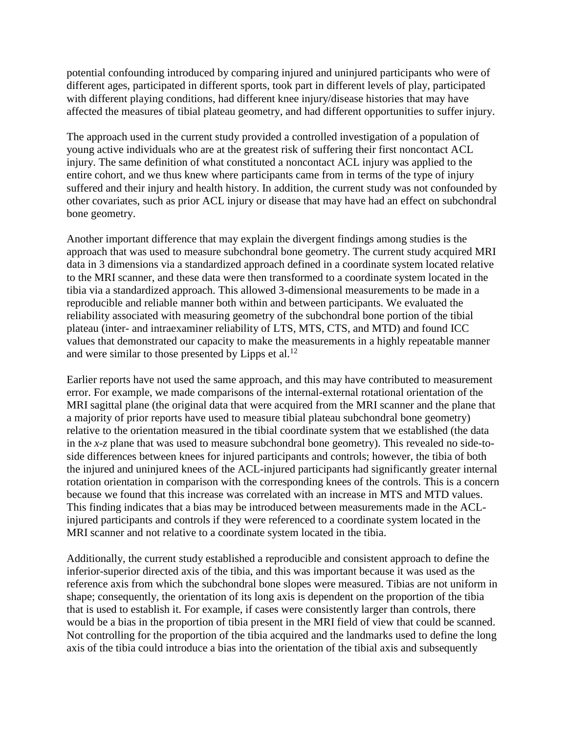potential confounding introduced by comparing injured and uninjured participants who were of different ages, participated in different sports, took part in different levels of play, participated with different playing conditions, had different knee injury/disease histories that may have affected the measures of tibial plateau geometry, and had different opportunities to suffer injury.

The approach used in the current study provided a controlled investigation of a population of young active individuals who are at the greatest risk of suffering their first noncontact ACL injury. The same definition of what constituted a noncontact ACL injury was applied to the entire cohort, and we thus knew where participants came from in terms of the type of injury suffered and their injury and health history. In addition, the current study was not confounded by other covariates, such as prior ACL injury or disease that may have had an effect on subchondral bone geometry.

Another important difference that may explain the divergent findings among studies is the approach that was used to measure subchondral bone geometry. The current study acquired MRI data in 3 dimensions via a standardized approach defined in a coordinate system located relative to the MRI scanner, and these data were then transformed to a coordinate system located in the tibia via a standardized approach. This allowed 3-dimensional measurements to be made in a reproducible and reliable manner both within and between participants. We evaluated the reliability associated with measuring geometry of the subchondral bone portion of the tibial plateau (inter- and intraexaminer reliability of LTS, MTS, CTS, and MTD) and found ICC values that demonstrated our capacity to make the measurements in a highly repeatable manner and were similar to those presented by Lipps et al.[12]

Earlier reports have not used the same approach, and this may have contributed to measurement error. For example, we made comparisons of the internal-external rotational orientation of the MRI sagittal plane (the original data that were acquired from the MRI scanner and the plane that a majority of prior reports have used to measure tibial plateau subchondral bone geometry) relative to the orientation measured in the tibial coordinate system that we established (the data in the *x-z* plane that was used to measure subchondral bone geometry). This revealed no side-to-side differences between knees for injured participants and controls; however, the tibia of both the injured and uninjured knees of the ACL-injured participants had significantly greater internal rotation orientation in comparison with the corresponding knees of the controls. This is a concern because we found that this increase was correlated with an increase in MTS and MTD values. This finding indicates that a bias may be introduced between measurements made in the ACL-injured participants and controls if they were referenced to a coordinate system located in the MRI scanner and not relative to a coordinate system located in the tibia.

Additionally, the current study established a reproducible and consistent approach to define the inferior-superior directed axis of the tibia, and this was important because it was used as the reference axis from which the subchondral bone slopes were measured. Tibias are not uniform in shape; consequently, the orientation of its long axis is dependent on the proportion of the tibia that is used to establish it. For example, if cases were consistently larger than controls, there would be a bias in the proportion of tibia present in the MRI field of view that could be scanned. Not controlling for the proportion of the tibia acquired and the landmarks used to define the long axis of the tibia could introduce a bias into the orientation of the tibial axis and subsequently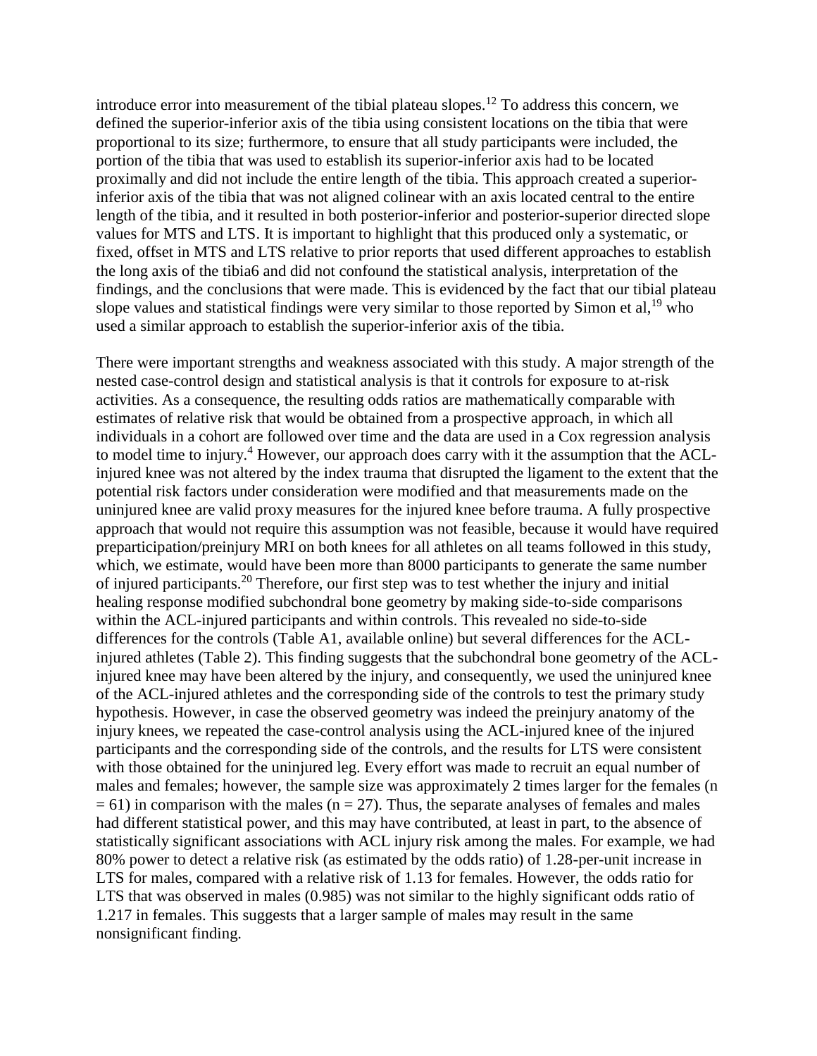introduce error into measurement of the tibial plateau slopes.[12] To address this concern, we defined the superior-inferior axis of the tibia using consistent locations on the tibia that were proportional to its size; furthermore, to ensure that all study participants were included, the portion of the tibia that was used to establish its superior-inferior axis had to be located proximally and did not include the entire length of the tibia. This approach created a superior-inferior axis of the tibia that was not aligned colinear with an axis located central to the entire length of the tibia, and it resulted in both posterior-inferior and posterior-superior directed slope values for MTS and LTS. It is important to highlight that this produced only a systematic, or fixed, offset in MTS and LTS relative to prior reports that used different approaches to establish the long axis of the tibia6 and did not confound the statistical analysis, interpretation of the findings, and the conclusions that were made. This is evidenced by the fact that our tibial plateau slope values and statistical findings were very similar to those reported by Simon et al,[19] who used a similar approach to establish the superior-inferior axis of the tibia.

There were important strengths and weakness associated with this study. A major strength of the nested case-control design and statistical analysis is that it controls for exposure to at-risk activities. As a consequence, the resulting odds ratios are mathematically comparable with estimates of relative risk that would be obtained from a prospective approach, in which all individuals in a cohort are followed over time and the data are used in a Cox regression analysis to model time to injury.[4] However, our approach does carry with it the assumption that the ACL-injured knee was not altered by the index trauma that disrupted the ligament to the extent that the potential risk factors under consideration were modified and that measurements made on the uninjured knee are valid proxy measures for the injured knee before trauma. A fully prospective approach that would not require this assumption was not feasible, because it would have required preparticipation/preinjury MRI on both knees for all athletes on all teams followed in this study, which, we estimate, would have been more than 8000 participants to generate the same number of injured participants.[20] Therefore, our first step was to test whether the injury and initial healing response modified subchondral bone geometry by making side-to-side comparisons within the ACL-injured participants and within controls. This revealed no side-to-side differences for the controls (Table A1, available online) but several differences for the ACL-injured athletes (Table 2). This finding suggests that the subchondral bone geometry of the ACL-injured knee may have been altered by the injury, and consequently, we used the uninjured knee of the ACL-injured athletes and the corresponding side of the controls to test the primary study hypothesis. However, in case the observed geometry was indeed the preinjury anatomy of the injury knees, we repeated the case-control analysis using the ACL-injured knee of the injured participants and the corresponding side of the controls, and the results for LTS were consistent with those obtained for the uninjured leg. Every effort was made to recruit an equal number of males and females; however, the sample size was approximately 2 times larger for the females ($n = 61$) in comparison with the males ($n = 27$). Thus, the separate analyses of females and males had different statistical power, and this may have contributed, at least in part, to the absence of statistically significant associations with ACL injury risk among the males. For example, we had 80% power to detect a relative risk (as estimated by the odds ratio) of 1.28-per-unit increase in LTS for males, compared with a relative risk of 1.13 for females. However, the odds ratio for LTS that was observed in males (0.985) was not similar to the highly significant odds ratio of 1.217 in females. This suggests that a larger sample of males may result in the same nonsignificant finding.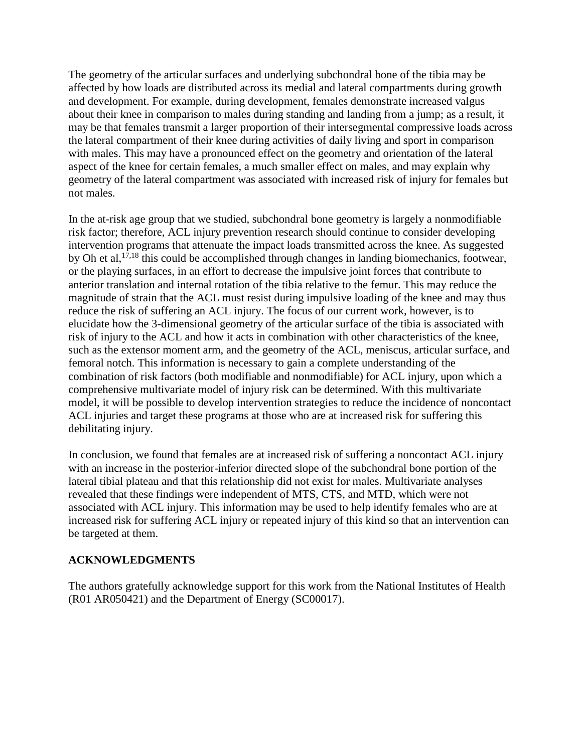The geometry of the articular surfaces and underlying subchondral bone of the tibia may be affected by how loads are distributed across its medial and lateral compartments during growth and development. For example, during development, females demonstrate increased valgus about their knee in comparison to males during standing and landing from a jump; as a result, it may be that females transmit a larger proportion of their intersegmental compressive loads across the lateral compartment of their knee during activities of daily living and sport in comparison with males. This may have a pronounced effect on the geometry and orientation of the lateral aspect of the knee for certain females, a much smaller effect on males, and may explain why geometry of the lateral compartment was associated with increased risk of injury for females but not males.

In the at-risk age group that we studied, subchondral bone geometry is largely a nonmodifiable risk factor; therefore, ACL injury prevention research should continue to consider developing intervention programs that attenuate the impact loads transmitted across the knee. As suggested by Oh et al,[17,18] this could be accomplished through changes in landing biomechanics, footwear, or the playing surfaces, in an effort to decrease the impulsive joint forces that contribute to anterior translation and internal rotation of the tibia relative to the femur. This may reduce the magnitude of strain that the ACL must resist during impulsive loading of the knee and may thus reduce the risk of suffering an ACL injury. The focus of our current work, however, is to elucidate how the 3-dimensional geometry of the articular surface of the tibia is associated with risk of injury to the ACL and how it acts in combination with other characteristics of the knee, such as the extensor moment arm, and the geometry of the ACL, meniscus, articular surface, and femoral notch. This information is necessary to gain a complete understanding of the combination of risk factors (both modifiable and nonmodifiable) for ACL injury, upon which a comprehensive multivariate model of injury risk can be determined. With this multivariate model, it will be possible to develop intervention strategies to reduce the incidence of noncontact ACL injuries and target these programs at those who are at increased risk for suffering this debilitating injury.

In conclusion, we found that females are at increased risk of suffering a noncontact ACL injury with an increase in the posterior-inferior directed slope of the subchondral bone portion of the lateral tibial plateau and that this relationship did not exist for males. Multivariate analyses revealed that these findings were independent of MTS, CTS, and MTD, which were not associated with ACL injury. This information may be used to help identify females who are at increased risk for suffering ACL injury or repeated injury of this kind so that an intervention can be targeted at them.

## ACKNOWLEDGMENTS

The authors gratefully acknowledge support for this work from the National Institutes of Health (R01 AR050421) and the Department of Energy (SC00017).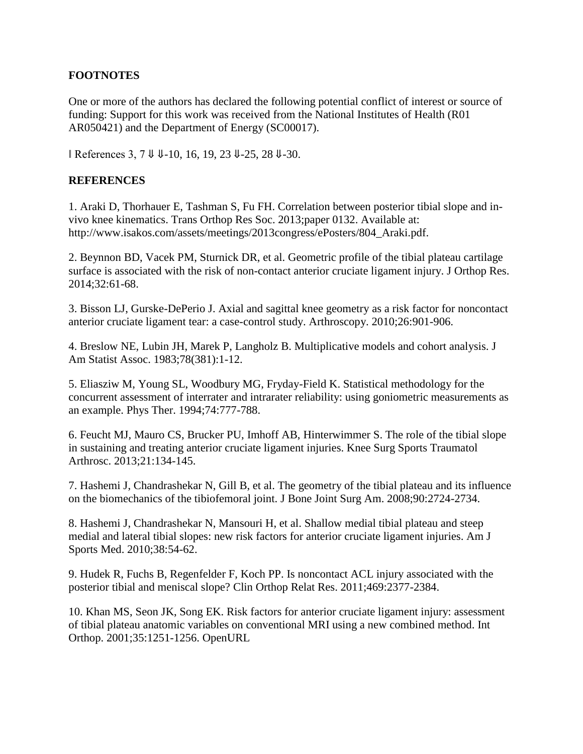## FOOTNOTES

One or more of the authors has declared the following potential conflict of interest or source of funding: Support for this work was received from the National Institutes of Health (R01 AR050421) and the Department of Energy (SC00017).

‖ References 3, 7 ⇓ ⇓-10, 16, 19, 23 ⇓-25, 28 ⇓-30.

## REFERENCES

1. Araki D, Thorhauer E, Tashman S, Fu FH. Correlation between posterior tibial slope and in-vivo knee kinematics. Trans Orthop Res Soc. 2013;paper 0132. Available at: http://www.isakos.com/assets/meetings/2013congress/ePosters/804_Araki.pdf.

2. Beynnon BD, Vacek PM, Sturnick DR, et al. Geometric profile of the tibial plateau cartilage surface is associated with the risk of non-contact anterior cruciate ligament injury. J Orthop Res. 2014;32:61-68.

3. Bisson LJ, Gurske-DePerio J. Axial and sagittal knee geometry as a risk factor for noncontact anterior cruciate ligament tear: a case-control study. Arthroscopy. 2010;26:901-906.

4. Breslow NE, Lubin JH, Marek P, Langholz B. Multiplicative models and cohort analysis. J Am Statist Assoc. 1983;78(381):1-12.

5. Eliasziw M, Young SL, Woodbury MG, Fryday-Field K. Statistical methodology for the concurrent assessment of interrater and intrarater reliability: using goniometric measurements as an example. Phys Ther. 1994;74:777-788.

6. Feucht MJ, Mauro CS, Brucker PU, Imhoff AB, Hinterwimmer S. The role of the tibial slope in sustaining and treating anterior cruciate ligament injuries. Knee Surg Sports Traumatol Arthrosc. 2013;21:134-145.

7. Hashemi J, Chandrashekar N, Gill B, et al. The geometry of the tibial plateau and its influence on the biomechanics of the tibiofemoral joint. J Bone Joint Surg Am. 2008;90:2724-2734.

8. Hashemi J, Chandrashekar N, Mansouri H, et al. Shallow medial tibial plateau and steep medial and lateral tibial slopes: new risk factors for anterior cruciate ligament injuries. Am J Sports Med. 2010;38:54-62.

9. Hudek R, Fuchs B, Regenfelder F, Koch PP. Is noncontact ACL injury associated with the posterior tibial and meniscal slope? Clin Orthop Relat Res. 2011;469:2377-2384.

10. Khan MS, Seon JK, Song EK. Risk factors for anterior cruciate ligament injury: assessment of tibial plateau anatomic variables on conventional MRI using a new combined method. Int Orthop. 2001;35:1251-1256. OpenURL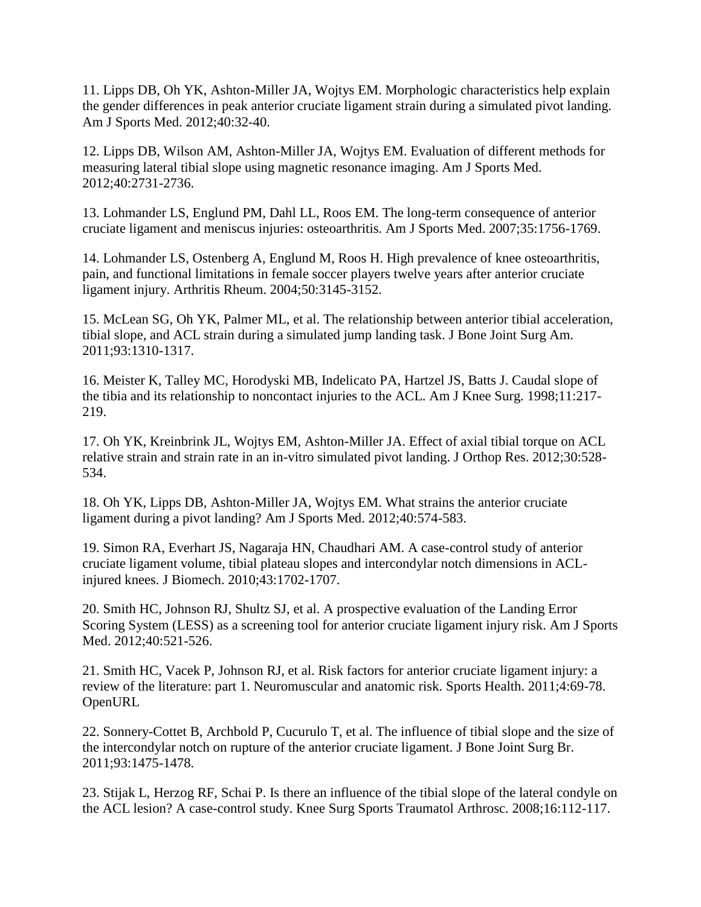11. Lipps DB, Oh YK, Ashton-Miller JA, Wojtys EM. Morphologic characteristics help explain the gender differences in peak anterior cruciate ligament strain during a simulated pivot landing. Am J Sports Med. 2012;40:32-40.

12. Lipps DB, Wilson AM, Ashton-Miller JA, Wojtys EM. Evaluation of different methods for measuring lateral tibial slope using magnetic resonance imaging. Am J Sports Med. 2012;40:2731-2736.

13. Lohmander LS, Englund PM, Dahl LL, Roos EM. The long-term consequence of anterior cruciate ligament and meniscus injuries: osteoarthritis. Am J Sports Med. 2007;35:1756-1769.

14. Lohmander LS, Ostenberg A, Englund M, Roos H. High prevalence of knee osteoarthritis, pain, and functional limitations in female soccer players twelve years after anterior cruciate ligament injury. Arthritis Rheum. 2004;50:3145-3152.

15. McLean SG, Oh YK, Palmer ML, et al. The relationship between anterior tibial acceleration, tibial slope, and ACL strain during a simulated jump landing task. J Bone Joint Surg Am. 2011;93:1310-1317.

16. Meister K, Talley MC, Horodyski MB, Indelicato PA, Hartzel JS, Batts J. Caudal slope of the tibia and its relationship to noncontact injuries to the ACL. Am J Knee Surg. 1998;11:217-219.

17. Oh YK, Kreinbrink JL, Wojtys EM, Ashton-Miller JA. Effect of axial tibial torque on ACL relative strain and strain rate in an in-vitro simulated pivot landing. J Orthop Res. 2012;30:528-534.

18. Oh YK, Lipps DB, Ashton-Miller JA, Wojtys EM. What strains the anterior cruciate ligament during a pivot landing? Am J Sports Med. 2012;40:574-583.

19. Simon RA, Everhart JS, Nagaraja HN, Chaudhari AM. A case-control study of anterior cruciate ligament volume, tibial plateau slopes and intercondylar notch dimensions in ACL-injured knees. J Biomech. 2010;43:1702-1707.

20. Smith HC, Johnson RJ, Shultz SJ, et al. A prospective evaluation of the Landing Error Scoring System (LESS) as a screening tool for anterior cruciate ligament injury risk. Am J Sports Med. 2012;40:521-526.

21. Smith HC, Vacek P, Johnson RJ, et al. Risk factors for anterior cruciate ligament injury: a review of the literature: part 1. Neuromuscular and anatomic risk. Sports Health. 2011;4:69-78. OpenURL

22. Sonnery-Cottet B, Archbold P, Cucurulo T, et al. The influence of tibial slope and the size of the intercondylar notch on rupture of the anterior cruciate ligament. J Bone Joint Surg Br. 2011;93:1475-1478.

23. Stijak L, Herzog RF, Schai P. Is there an influence of the tibial slope of the lateral condyle on the ACL lesion? A case-control study. Knee Surg Sports Traumatol Arthrosc. 2008;16:112-117.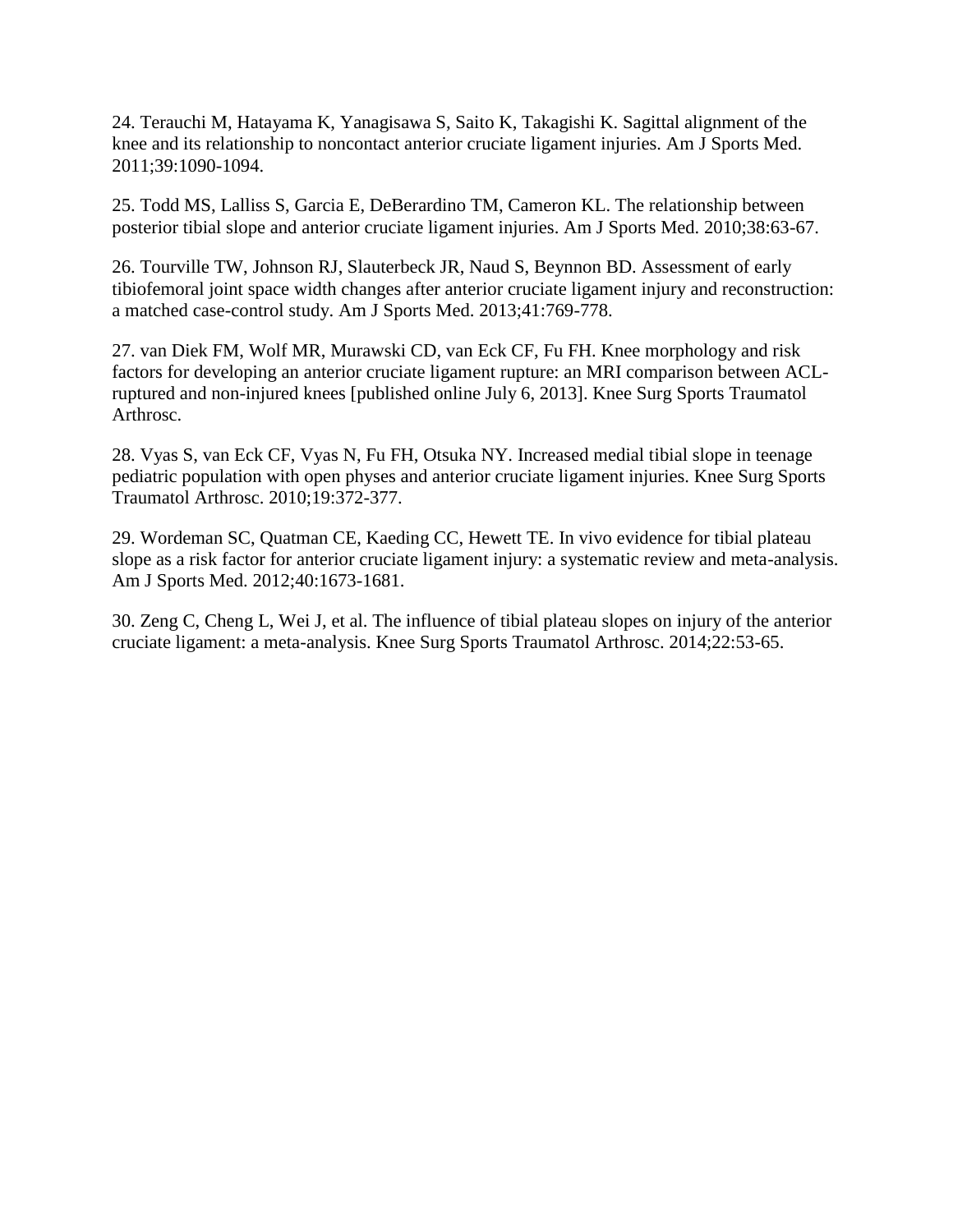24. Terauchi M, Hatayama K, Yanagisawa S, Saito K, Takagishi K. Sagittal alignment of the knee and its relationship to noncontact anterior cruciate ligament injuries. Am J Sports Med. 2011;39:1090-1094.

25. Todd MS, Lalliss S, Garcia E, DeBerardino TM, Cameron KL. The relationship between posterior tibial slope and anterior cruciate ligament injuries. Am J Sports Med. 2010;38:63-67.

26. Tourville TW, Johnson RJ, Slauterbeck JR, Naud S, Beynnon BD. Assessment of early tibiofemoral joint space width changes after anterior cruciate ligament injury and reconstruction: a matched case-control study. Am J Sports Med. 2013;41:769-778.

27. van Diek FM, Wolf MR, Murawski CD, van Eck CF, Fu FH. Knee morphology and risk factors for developing an anterior cruciate ligament rupture: an MRI comparison between ACL-ruptured and non-injured knees [published online July 6, 2013]. Knee Surg Sports Traumatol Arthrosc.

28. Vyas S, van Eck CF, Vyas N, Fu FH, Otsuka NY. Increased medial tibial slope in teenage pediatric population with open physes and anterior cruciate ligament injuries. Knee Surg Sports Traumatol Arthrosc. 2010;19:372-377.

29. Wordeman SC, Quatman CE, Kaeding CC, Hewett TE. In vivo evidence for tibial plateau slope as a risk factor for anterior cruciate ligament injury: a systematic review and meta-analysis. Am J Sports Med. 2012;40:1673-1681.

30. Zeng C, Cheng L, Wei J, et al. The influence of tibial plateau slopes on injury of the anterior cruciate ligament: a meta-analysis. Knee Surg Sports Traumatol Arthrosc. 2014;22:53-65.